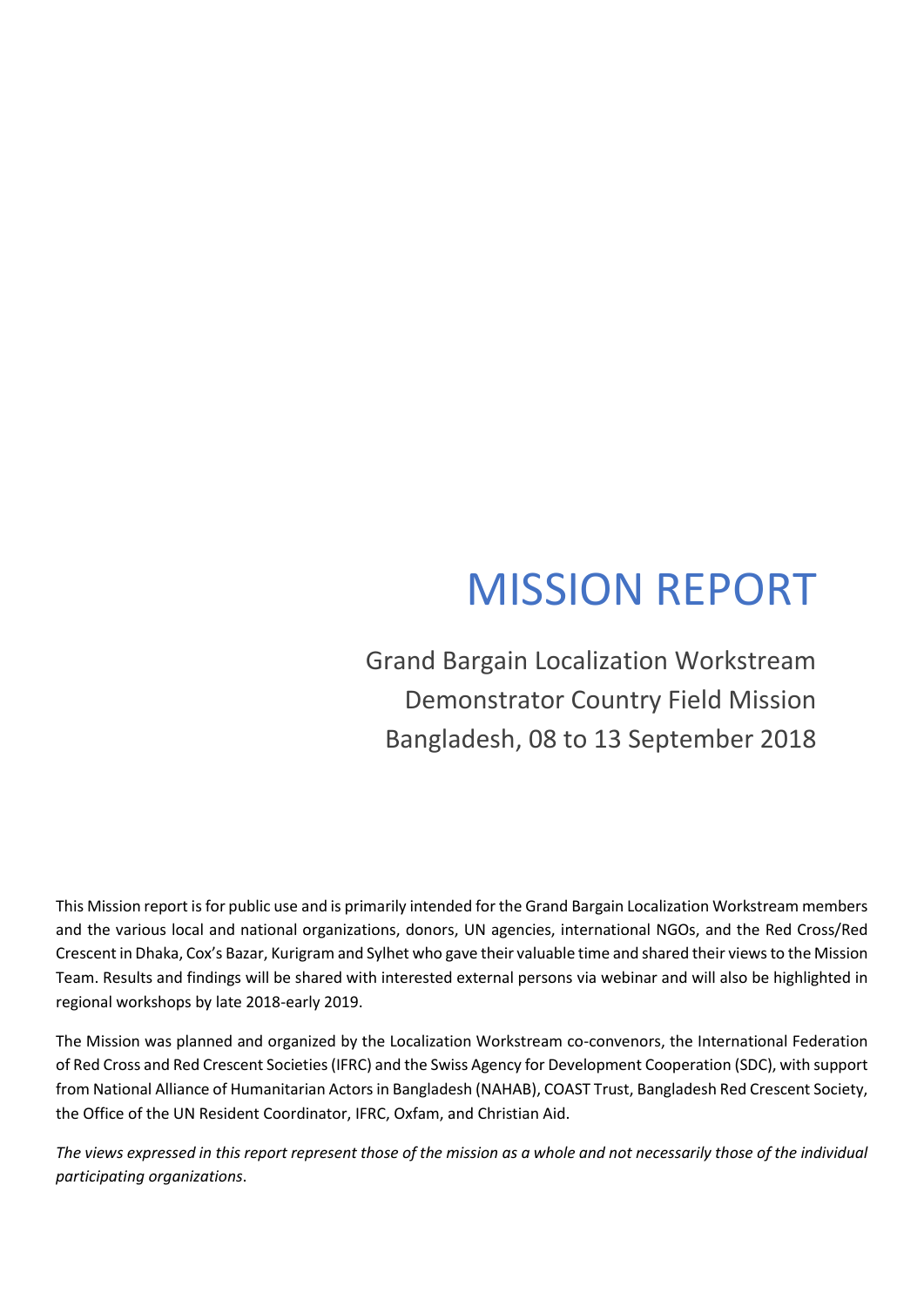# MISSION REPORT

Grand Bargain Localization Workstream
Demonstrator Country Field Mission
Bangladesh, 08 to 13 September 2018

This Mission report is for public use and is primarily intended for the Grand Bargain Localization Workstream members and the various local and national organizations, donors, UN agencies, international NGOs, and the Red Cross/Red Crescent in Dhaka, Cox's Bazar, Kurigram and Sylhet who gave their valuable time and shared their views to the Mission Team. Results and findings will be shared with interested external persons via webinar and will also be highlighted in regional workshops by late 2018-early 2019.

The Mission was planned and organized by the Localization Workstream co-convenors, the International Federation of Red Cross and Red Crescent Societies (IFRC) and the Swiss Agency for Development Cooperation (SDC), with support from National Alliance of Humanitarian Actors in Bangladesh (NAHAB), COAST Trust, Bangladesh Red Crescent Society, the Office of the UN Resident Coordinator, IFRC, Oxfam, and Christian Aid.

*The views expressed in this report represent those of the mission as a whole and not necessarily those of the individual participating organizations*.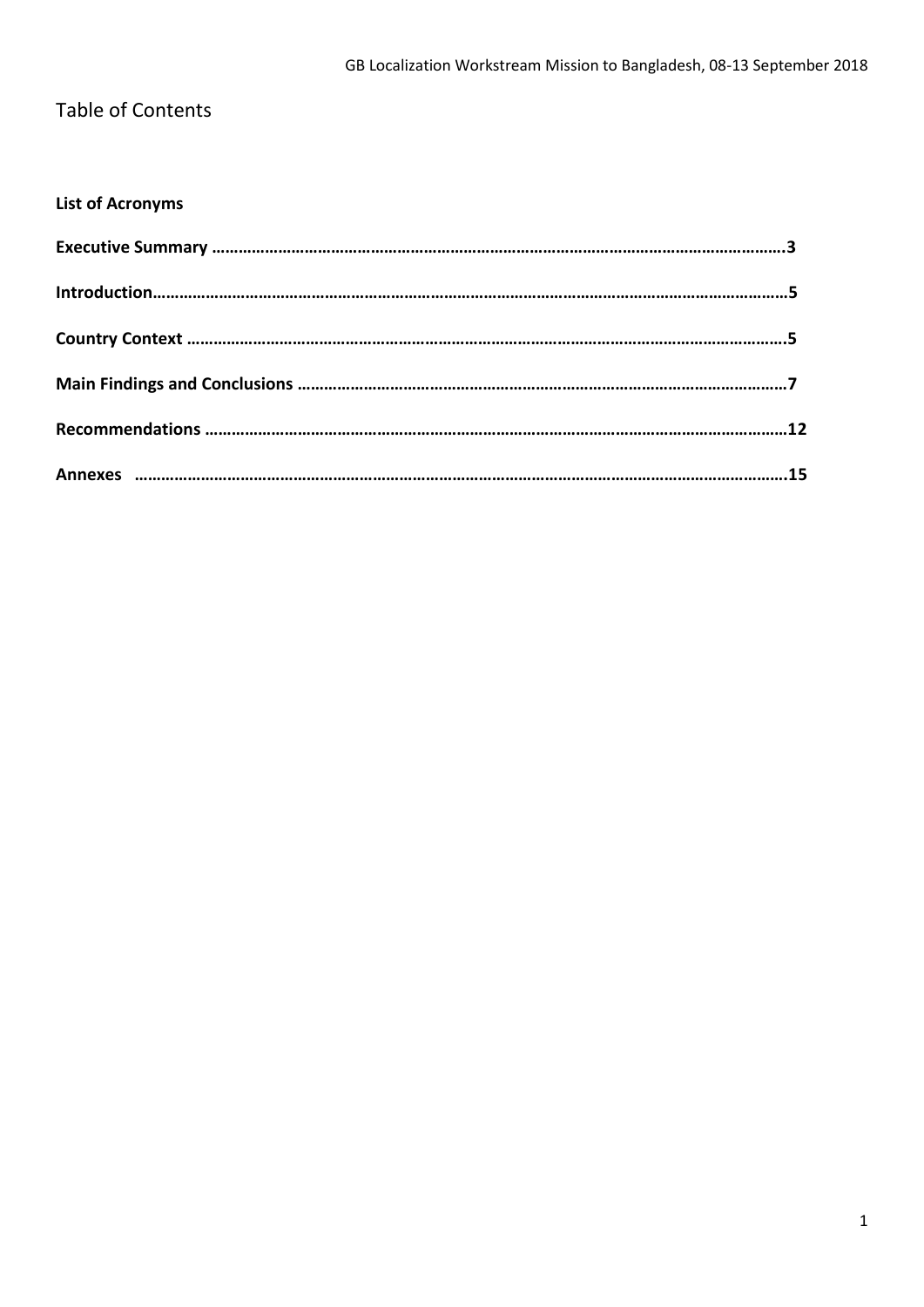## Table of Contents

**List of Acronyms**

**Executive Summary ……………………………………………………………………………………………………………….3**

**Introduction…………………………………………………………………………………………………………………………5**

**Country Context ……………………………………………………………………………………………………………………5**

**Main Findings and Conclusions ……………………………………………………………………………………………7**

**Recommendations ………………………………………………………………………………………………………………12**

**Annexes ………………………………………………………………………………………………………………………………15**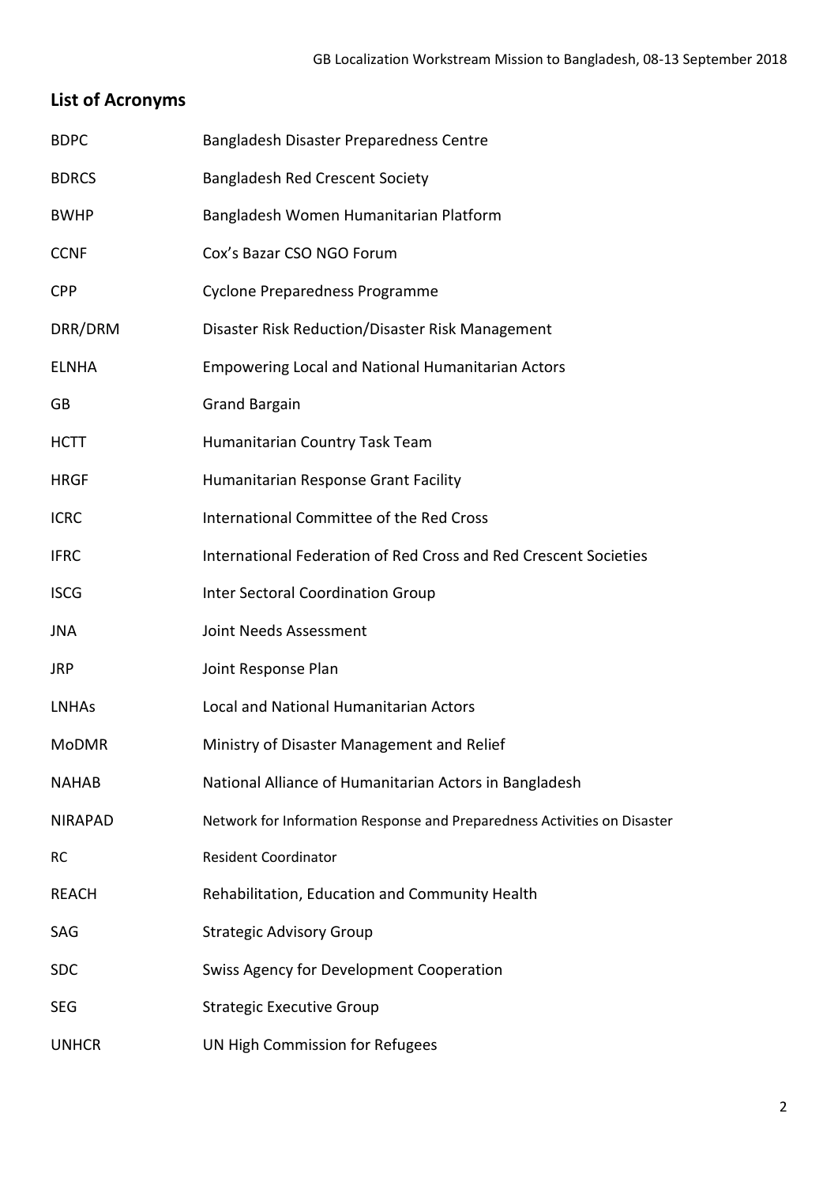## List of Acronyms

| | |
|---|---|
| BDPC | Bangladesh Disaster Preparedness Centre |
| BDRCS | Bangladesh Red Crescent Society |
| BWHP | Bangladesh Women Humanitarian Platform |
| CCNF | Cox's Bazar CSO NGO Forum |
| CPP | Cyclone Preparedness Programme |
| DRR/DRM | Disaster Risk Reduction/Disaster Risk Management |
| ELNHA | Empowering Local and National Humanitarian Actors |
| GB | Grand Bargain |
| HCTT | Humanitarian Country Task Team |
| HRGF | Humanitarian Response Grant Facility |
| ICRC | International Committee of the Red Cross |
| IFRC | International Federation of Red Cross and Red Crescent Societies |
| ISCG | Inter Sectoral Coordination Group |
| JNA | Joint Needs Assessment |
| JRP | Joint Response Plan |
| LNHAs | Local and National Humanitarian Actors |
| MoDMR | Ministry of Disaster Management and Relief |
| NAHAB | National Alliance of Humanitarian Actors in Bangladesh |
| NIRAPAD | Network for Information Response and Preparedness Activities on Disaster |
| RC | Resident Coordinator |
| REACH | Rehabilitation, Education and Community Health |
| SAG | Strategic Advisory Group |
| SDC | Swiss Agency for Development Cooperation |
| SEG | Strategic Executive Group |
| UNHCR | UN High Commission for Refugees |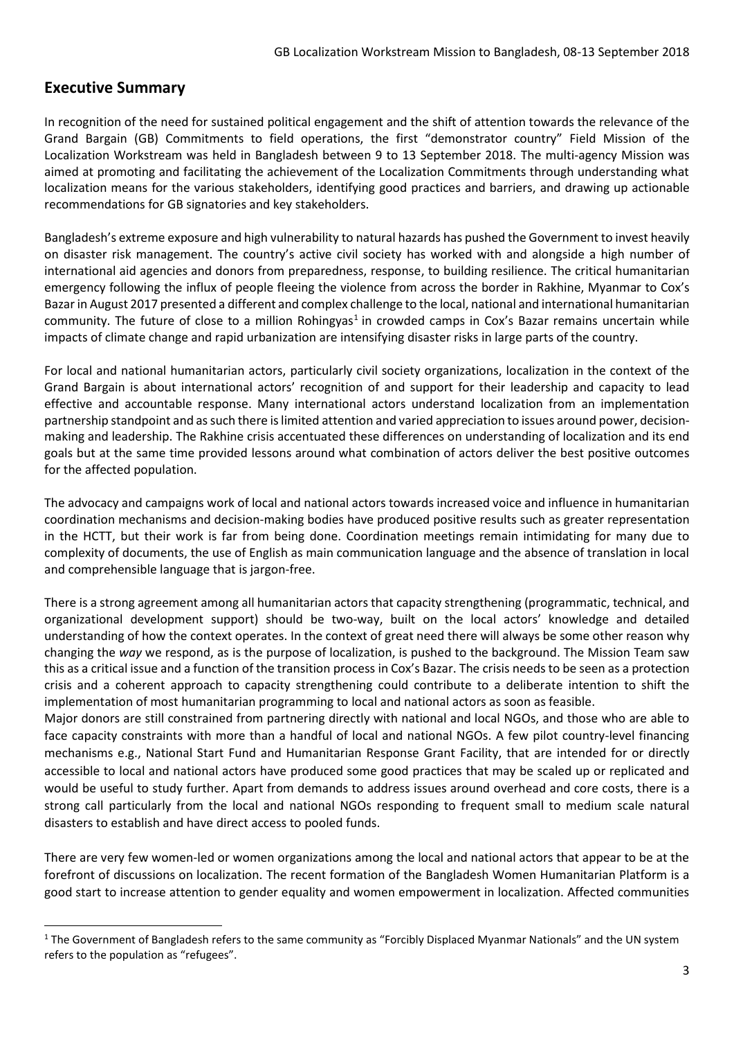## Executive Summary

In recognition of the need for sustained political engagement and the shift of attention towards the relevance of the Grand Bargain (GB) Commitments to field operations, the first "demonstrator country" Field Mission of the Localization Workstream was held in Bangladesh between 9 to 13 September 2018. The multi-agency Mission was aimed at promoting and facilitating the achievement of the Localization Commitments through understanding what localization means for the various stakeholders, identifying good practices and barriers, and drawing up actionable recommendations for GB signatories and key stakeholders.

Bangladesh's extreme exposure and high vulnerability to natural hazards has pushed the Government to invest heavily on disaster risk management. The country's active civil society has worked with and alongside a high number of international aid agencies and donors from preparedness, response, to building resilience. The critical humanitarian emergency following the influx of people fleeing the violence from across the border in Rakhine, Myanmar to Cox's Bazar in August 2017 presented a different and complex challenge to the local, national and international humanitarian community. The future of close to a million Rohingyas[1] in crowded camps in Cox's Bazar remains uncertain while impacts of climate change and rapid urbanization are intensifying disaster risks in large parts of the country.

For local and national humanitarian actors, particularly civil society organizations, localization in the context of the Grand Bargain is about international actors' recognition of and support for their leadership and capacity to lead effective and accountable response. Many international actors understand localization from an implementation partnership standpoint and as such there is limited attention and varied appreciation to issues around power, decision-making and leadership. The Rakhine crisis accentuated these differences on understanding of localization and its end goals but at the same time provided lessons around what combination of actors deliver the best positive outcomes for the affected population.

The advocacy and campaigns work of local and national actors towards increased voice and influence in humanitarian coordination mechanisms and decision-making bodies have produced positive results such as greater representation in the HCTT, but their work is far from being done. Coordination meetings remain intimidating for many due to complexity of documents, the use of English as main communication language and the absence of translation in local and comprehensible language that is jargon-free.

There is a strong agreement among all humanitarian actors that capacity strengthening (programmatic, technical, and organizational development support) should be two-way, built on the local actors' knowledge and detailed understanding of how the context operates. In the context of great need there will always be some other reason why changing the *way* we respond, as is the purpose of localization, is pushed to the background. The Mission Team saw this as a critical issue and a function of the transition process in Cox's Bazar. The crisis needs to be seen as a protection crisis and a coherent approach to capacity strengthening could contribute to a deliberate intention to shift the implementation of most humanitarian programming to local and national actors as soon as feasible.

Major donors are still constrained from partnering directly with national and local NGOs, and those who are able to face capacity constraints with more than a handful of local and national NGOs. A few pilot country-level financing mechanisms e.g., National Start Fund and Humanitarian Response Grant Facility, that are intended for or directly accessible to local and national actors have produced some good practices that may be scaled up or replicated and would be useful to study further. Apart from demands to address issues around overhead and core costs, there is a strong call particularly from the local and national NGOs responding to frequent small to medium scale natural disasters to establish and have direct access to pooled funds.

There are very few women-led or women organizations among the local and national actors that appear to be at the forefront of discussions on localization. The recent formation of the Bangladesh Women Humanitarian Platform is a good start to increase attention to gender equality and women empowerment in localization. Affected communities

---

[1] The Government of Bangladesh refers to the same community as "Forcibly Displaced Myanmar Nationals" and the UN system refers to the population as "refugees".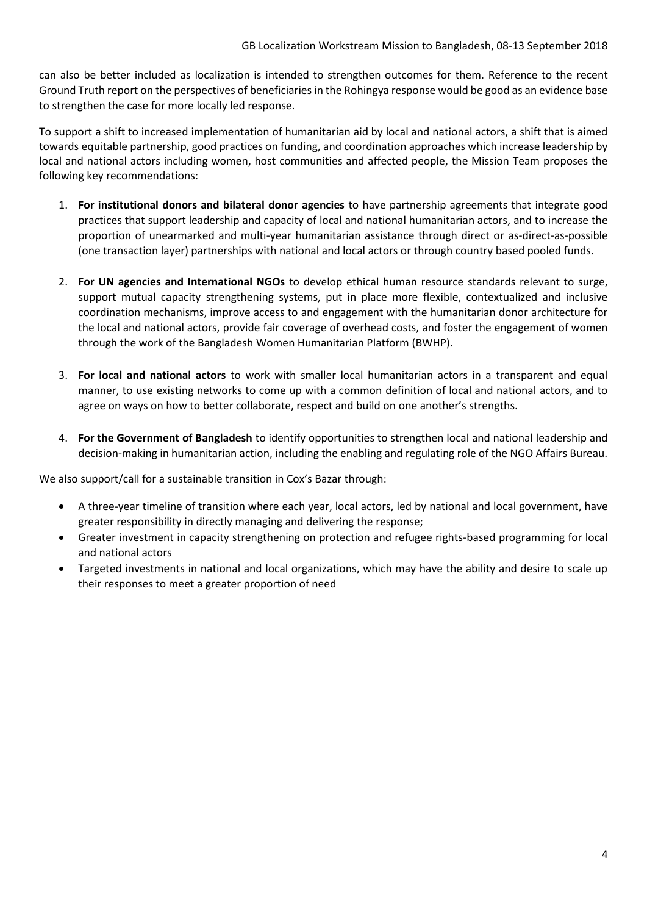can also be better included as localization is intended to strengthen outcomes for them. Reference to the recent Ground Truth report on the perspectives of beneficiaries in the Rohingya response would be good as an evidence base to strengthen the case for more locally led response.

To support a shift to increased implementation of humanitarian aid by local and national actors, a shift that is aimed towards equitable partnership, good practices on funding, and coordination approaches which increase leadership by local and national actors including women, host communities and affected people, the Mission Team proposes the following key recommendations:

1. **For institutional donors and bilateral donor agencies** to have partnership agreements that integrate good practices that support leadership and capacity of local and national humanitarian actors, and to increase the proportion of unearmarked and multi-year humanitarian assistance through direct or as-direct-as-possible (one transaction layer) partnerships with national and local actors or through country based pooled funds.

2. **For UN agencies and International NGOs** to develop ethical human resource standards relevant to surge, support mutual capacity strengthening systems, put in place more flexible, contextualized and inclusive coordination mechanisms, improve access to and engagement with the humanitarian donor architecture for the local and national actors, provide fair coverage of overhead costs, and foster the engagement of women through the work of the Bangladesh Women Humanitarian Platform (BWHP).

3. **For local and national actors** to work with smaller local humanitarian actors in a transparent and equal manner, to use existing networks to come up with a common definition of local and national actors, and to agree on ways on how to better collaborate, respect and build on one another's strengths.

4. **For the Government of Bangladesh** to identify opportunities to strengthen local and national leadership and decision-making in humanitarian action, including the enabling and regulating role of the NGO Affairs Bureau.

We also support/call for a sustainable transition in Cox's Bazar through:

- A three-year timeline of transition where each year, local actors, led by national and local government, have greater responsibility in directly managing and delivering the response;
- Greater investment in capacity strengthening on protection and refugee rights-based programming for local and national actors
- Targeted investments in national and local organizations, which may have the ability and desire to scale up their responses to meet a greater proportion of need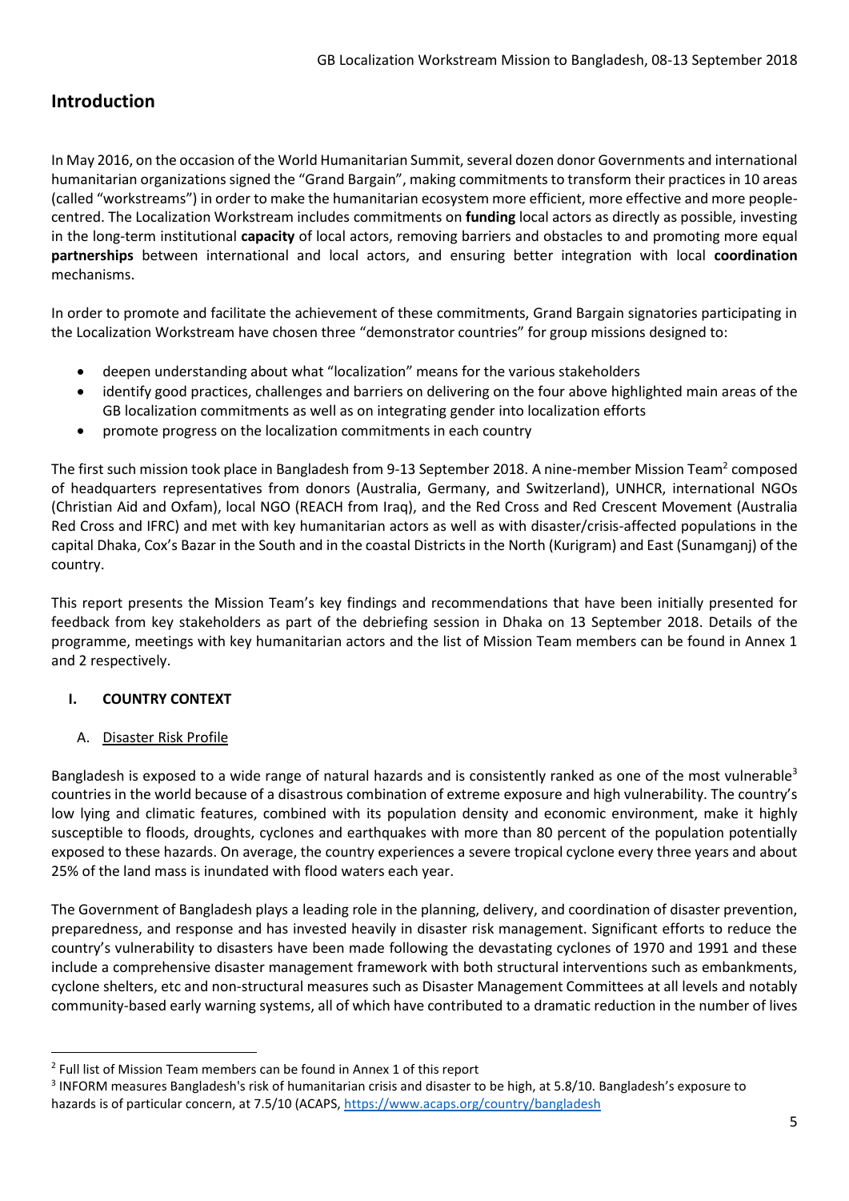## Introduction

In May 2016, on the occasion of the World Humanitarian Summit, several dozen donor Governments and international humanitarian organizations signed the "Grand Bargain", making commitments to transform their practices in 10 areas (called "workstreams") in order to make the humanitarian ecosystem more efficient, more effective and more people-centred. The Localization Workstream includes commitments on **funding** local actors as directly as possible, investing in the long-term institutional **capacity** of local actors, removing barriers and obstacles to and promoting more equal **partnerships** between international and local actors, and ensuring better integration with local **coordination** mechanisms.

In order to promote and facilitate the achievement of these commitments, Grand Bargain signatories participating in the Localization Workstream have chosen three "demonstrator countries" for group missions designed to:

- deepen understanding about what "localization" means for the various stakeholders
- identify good practices, challenges and barriers on delivering on the four above highlighted main areas of the GB localization commitments as well as on integrating gender into localization efforts
- promote progress on the localization commitments in each country

The first such mission took place in Bangladesh from 9-13 September 2018. A nine-member Mission Team[2] composed of headquarters representatives from donors (Australia, Germany, and Switzerland), UNHCR, international NGOs (Christian Aid and Oxfam), local NGO (REACH from Iraq), and the Red Cross and Red Crescent Movement (Australia Red Cross and IFRC) and met with key humanitarian actors as well as with disaster/crisis-affected populations in the capital Dhaka, Cox's Bazar in the South and in the coastal Districts in the North (Kurigram) and East (Sunamganj) of the country.

This report presents the Mission Team's key findings and recommendations that have been initially presented for feedback from key stakeholders as part of the debriefing session in Dhaka on 13 September 2018. Details of the programme, meetings with key humanitarian actors and the list of Mission Team members can be found in Annex 1 and 2 respectively.

### I. COUNTRY CONTEXT

#### A. Disaster Risk Profile

Bangladesh is exposed to a wide range of natural hazards and is consistently ranked as one of the most vulnerable[3] countries in the world because of a disastrous combination of extreme exposure and high vulnerability. The country's low lying and climatic features, combined with its population density and economic environment, make it highly susceptible to floods, droughts, cyclones and earthquakes with more than 80 percent of the population potentially exposed to these hazards. On average, the country experiences a severe tropical cyclone every three years and about 25% of the land mass is inundated with flood waters each year.

The Government of Bangladesh plays a leading role in the planning, delivery, and coordination of disaster prevention, preparedness, and response and has invested heavily in disaster risk management. Significant efforts to reduce the country's vulnerability to disasters have been made following the devastating cyclones of 1970 and 1991 and these include a comprehensive disaster management framework with both structural interventions such as embankments, cyclone shelters, etc and non-structural measures such as Disaster Management Committees at all levels and notably community-based early warning systems, all of which have contributed to a dramatic reduction in the number of lives

---

[2] Full list of Mission Team members can be found in Annex 1 of this report

[3] INFORM measures Bangladesh's risk of humanitarian crisis and disaster to be high, at 5.8/10. Bangladesh's exposure to hazards is of particular concern, at 7.5/10 (ACAPS, https://www.acaps.org/country/bangladesh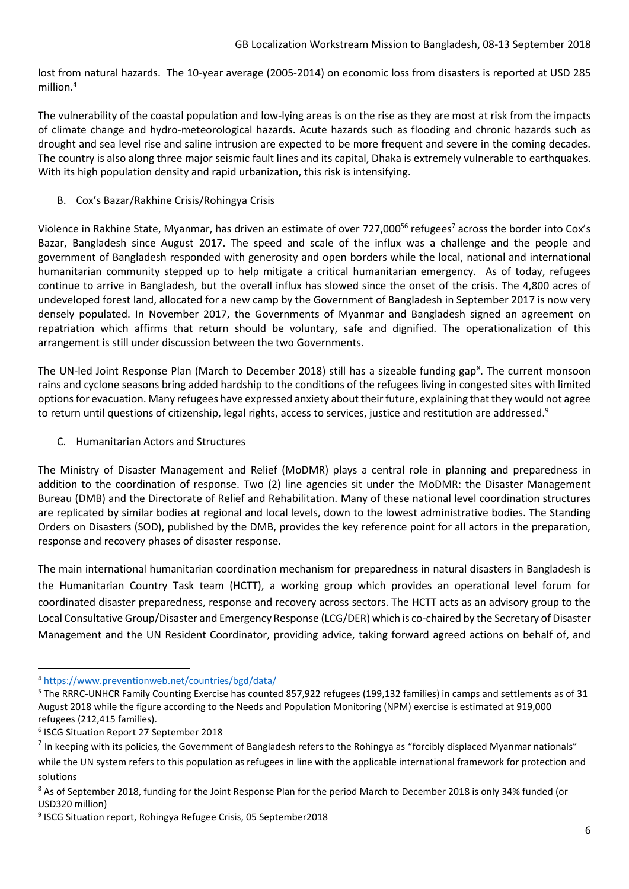lost from natural hazards. The 10-year average (2005-2014) on economic loss from disasters is reported at USD 285 million.[4]

The vulnerability of the coastal population and low-lying areas is on the rise as they are most at risk from the impacts of climate change and hydro-meteorological hazards. Acute hazards such as flooding and chronic hazards such as drought and sea level rise and saline intrusion are expected to be more frequent and severe in the coming decades. The country is also along three major seismic fault lines and its capital, Dhaka is extremely vulnerable to earthquakes. With its high population density and rapid urbanization, this risk is intensifying.

B. Cox's Bazar/Rakhine Crisis/Rohingya Crisis

Violence in Rakhine State, Myanmar, has driven an estimate of over 727,000[5,6] refugees[7] across the border into Cox's Bazar, Bangladesh since August 2017. The speed and scale of the influx was a challenge and the people and government of Bangladesh responded with generosity and open borders while the local, national and international humanitarian community stepped up to help mitigate a critical humanitarian emergency. As of today, refugees continue to arrive in Bangladesh, but the overall influx has slowed since the onset of the crisis. The 4,800 acres of undeveloped forest land, allocated for a new camp by the Government of Bangladesh in September 2017 is now very densely populated. In November 2017, the Governments of Myanmar and Bangladesh signed an agreement on repatriation which affirms that return should be voluntary, safe and dignified. The operationalization of this arrangement is still under discussion between the two Governments.

The UN-led Joint Response Plan (March to December 2018) still has a sizeable funding gap[8]. The current monsoon rains and cyclone seasons bring added hardship to the conditions of the refugees living in congested sites with limited options for evacuation. Many refugees have expressed anxiety about their future, explaining that they would not agree to return until questions of citizenship, legal rights, access to services, justice and restitution are addressed.[9]

C. Humanitarian Actors and Structures

The Ministry of Disaster Management and Relief (MoDMR) plays a central role in planning and preparedness in addition to the coordination of response. Two (2) line agencies sit under the MoDMR: the Disaster Management Bureau (DMB) and the Directorate of Relief and Rehabilitation. Many of these national level coordination structures are replicated by similar bodies at regional and local levels, down to the lowest administrative bodies. The Standing Orders on Disasters (SOD), published by the DMB, provides the key reference point for all actors in the preparation, response and recovery phases of disaster response.

The main international humanitarian coordination mechanism for preparedness in natural disasters in Bangladesh is the Humanitarian Country Task team (HCTT), a working group which provides an operational level forum for coordinated disaster preparedness, response and recovery across sectors. The HCTT acts as an advisory group to the Local Consultative Group/Disaster and Emergency Response (LCG/DER) which is co-chaired by the Secretary of Disaster Management and the UN Resident Coordinator, providing advice, taking forward agreed actions on behalf of, and

---

[4] https://www.preventionweb.net/countries/bgd/data/

[5] The RRRC-UNHCR Family Counting Exercise has counted 857,922 refugees (199,132 families) in camps and settlements as of 31 August 2018 while the figure according to the Needs and Population Monitoring (NPM) exercise is estimated at 919,000 refugees (212,415 families).

[6] ISCG Situation Report 27 September 2018

[7] In keeping with its policies, the Government of Bangladesh refers to the Rohingya as "forcibly displaced Myanmar nationals" while the UN system refers to this population as refugees in line with the applicable international framework for protection and solutions

[8] As of September 2018, funding for the Joint Response Plan for the period March to December 2018 is only 34% funded (or USD320 million)

[9] ISCG Situation report, Rohingya Refugee Crisis, 05 September2018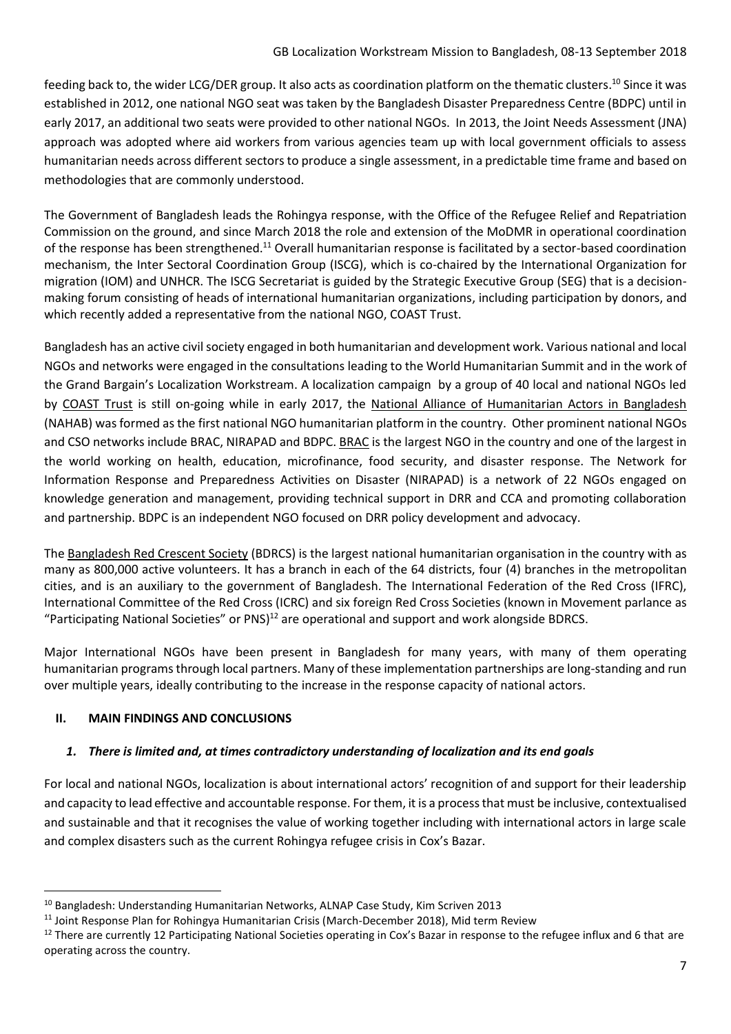feeding back to, the wider LCG/DER group. It also acts as coordination platform on the thematic clusters.[10] Since it was established in 2012, one national NGO seat was taken by the Bangladesh Disaster Preparedness Centre (BDPC) until in early 2017, an additional two seats were provided to other national NGOs. In 2013, the Joint Needs Assessment (JNA) approach was adopted where aid workers from various agencies team up with local government officials to assess humanitarian needs across different sectors to produce a single assessment, in a predictable time frame and based on methodologies that are commonly understood.

The Government of Bangladesh leads the Rohingya response, with the Office of the Refugee Relief and Repatriation Commission on the ground, and since March 2018 the role and extension of the MoDMR in operational coordination of the response has been strengthened.[11] Overall humanitarian response is facilitated by a sector-based coordination mechanism, the Inter Sectoral Coordination Group (ISCG), which is co-chaired by the International Organization for migration (IOM) and UNHCR. The ISCG Secretariat is guided by the Strategic Executive Group (SEG) that is a decision-making forum consisting of heads of international humanitarian organizations, including participation by donors, and which recently added a representative from the national NGO, COAST Trust.

Bangladesh has an active civil society engaged in both humanitarian and development work. Various national and local NGOs and networks were engaged in the consultations leading to the World Humanitarian Summit and in the work of the Grand Bargain's Localization Workstream. A localization campaign by a group of 40 local and national NGOs led by COAST Trust is still on-going while in early 2017, the National Alliance of Humanitarian Actors in Bangladesh (NAHAB) was formed as the first national NGO humanitarian platform in the country. Other prominent national NGOs and CSO networks include BRAC, NIRAPAD and BDPC. BRAC is the largest NGO in the country and one of the largest in the world working on health, education, microfinance, food security, and disaster response. The Network for Information Response and Preparedness Activities on Disaster (NIRAPAD) is a network of 22 NGOs engaged on knowledge generation and management, providing technical support in DRR and CCA and promoting collaboration and partnership. BDPC is an independent NGO focused on DRR policy development and advocacy.

The Bangladesh Red Crescent Society (BDRCS) is the largest national humanitarian organisation in the country with as many as 800,000 active volunteers. It has a branch in each of the 64 districts, four (4) branches in the metropolitan cities, and is an auxiliary to the government of Bangladesh. The International Federation of the Red Cross (IFRC), International Committee of the Red Cross (ICRC) and six foreign Red Cross Societies (known in Movement parlance as "Participating National Societies" or PNS)[12] are operational and support and work alongside BDRCS.

Major International NGOs have been present in Bangladesh for many years, with many of them operating humanitarian programs through local partners. Many of these implementation partnerships are long-standing and run over multiple years, ideally contributing to the increase in the response capacity of national actors.

## II. MAIN FINDINGS AND CONCLUSIONS

### *1. There is limited and, at times contradictory understanding of localization and its end goals*

For local and national NGOs, localization is about international actors' recognition of and support for their leadership and capacity to lead effective and accountable response. For them, it is a process that must be inclusive, contextualised and sustainable and that it recognises the value of working together including with international actors in large scale and complex disasters such as the current Rohingya refugee crisis in Cox's Bazar.

---

[10] Bangladesh: Understanding Humanitarian Networks, ALNAP Case Study, Kim Scriven 2013

[11] Joint Response Plan for Rohingya Humanitarian Crisis (March-December 2018), Mid term Review

[12] There are currently 12 Participating National Societies operating in Cox's Bazar in response to the refugee influx and 6 that are operating across the country.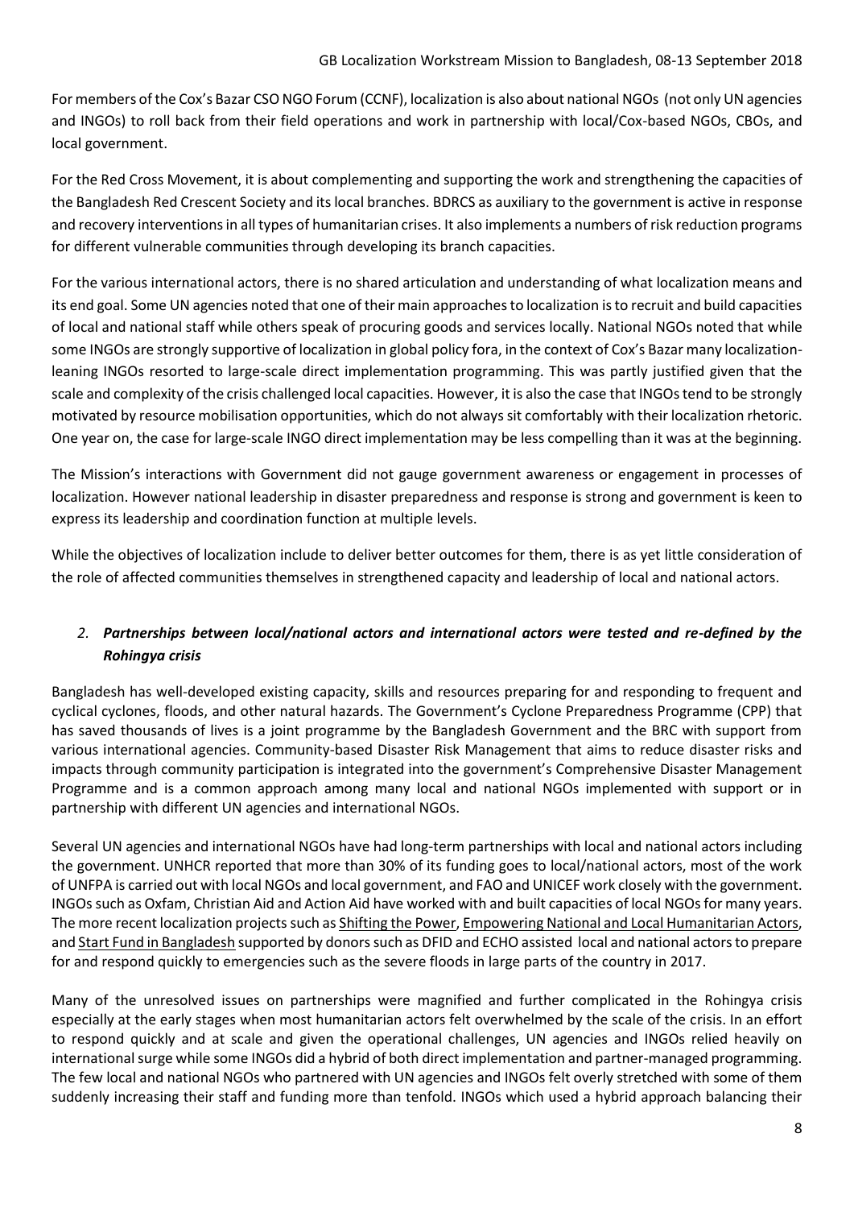For members of the Cox's Bazar CSO NGO Forum (CCNF), localization is also about national NGOs (not only UN agencies and INGOs) to roll back from their field operations and work in partnership with local/Cox-based NGOs, CBOs, and local government.

For the Red Cross Movement, it is about complementing and supporting the work and strengthening the capacities of the Bangladesh Red Crescent Society and its local branches. BDRCS as auxiliary to the government is active in response and recovery interventions in all types of humanitarian crises. It also implements a numbers of risk reduction programs for different vulnerable communities through developing its branch capacities.

For the various international actors, there is no shared articulation and understanding of what localization means and its end goal. Some UN agencies noted that one of their main approaches to localization is to recruit and build capacities of local and national staff while others speak of procuring goods and services locally. National NGOs noted that while some INGOs are strongly supportive of localization in global policy fora, in the context of Cox's Bazar many localization-leaning INGOs resorted to large-scale direct implementation programming. This was partly justified given that the scale and complexity of the crisis challenged local capacities. However, it is also the case that INGOs tend to be strongly motivated by resource mobilisation opportunities, which do not always sit comfortably with their localization rhetoric. One year on, the case for large-scale INGO direct implementation may be less compelling than it was at the beginning.

The Mission's interactions with Government did not gauge government awareness or engagement in processes of localization. However national leadership in disaster preparedness and response is strong and government is keen to express its leadership and coordination function at multiple levels.

While the objectives of localization include to deliver better outcomes for them, there is as yet little consideration of the role of affected communities themselves in strengthened capacity and leadership of local and national actors.

### 2. *Partnerships between local/national actors and international actors were tested and re-defined by the Rohingya crisis*

Bangladesh has well-developed existing capacity, skills and resources preparing for and responding to frequent and cyclical cyclones, floods, and other natural hazards. The Government's Cyclone Preparedness Programme (CPP) that has saved thousands of lives is a joint programme by the Bangladesh Government and the BRC with support from various international agencies. Community-based Disaster Risk Management that aims to reduce disaster risks and impacts through community participation is integrated into the government's Comprehensive Disaster Management Programme and is a common approach among many local and national NGOs implemented with support or in partnership with different UN agencies and international NGOs.

Several UN agencies and international NGOs have had long-term partnerships with local and national actors including the government. UNHCR reported that more than 30% of its funding goes to local/national actors, most of the work of UNFPA is carried out with local NGOs and local government, and FAO and UNICEF work closely with the government. INGOs such as Oxfam, Christian Aid and Action Aid have worked with and built capacities of local NGOs for many years. The more recent localization projects such as Shifting the Power, Empowering National and Local Humanitarian Actors, and Start Fund in Bangladesh supported by donors such as DFID and ECHO assisted local and national actors to prepare for and respond quickly to emergencies such as the severe floods in large parts of the country in 2017.

Many of the unresolved issues on partnerships were magnified and further complicated in the Rohingya crisis especially at the early stages when most humanitarian actors felt overwhelmed by the scale of the crisis. In an effort to respond quickly and at scale and given the operational challenges, UN agencies and INGOs relied heavily on international surge while some INGOs did a hybrid of both direct implementation and partner-managed programming. The few local and national NGOs who partnered with UN agencies and INGOs felt overly stretched with some of them suddenly increasing their staff and funding more than tenfold. INGOs which used a hybrid approach balancing their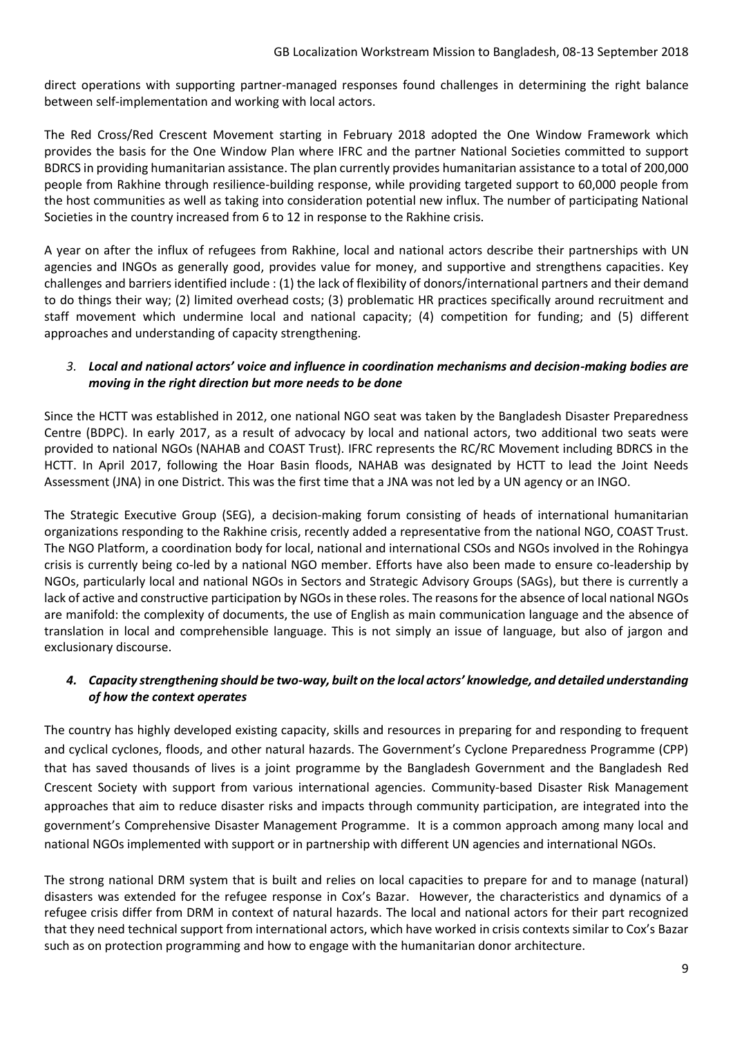direct operations with supporting partner-managed responses found challenges in determining the right balance between self-implementation and working with local actors.

The Red Cross/Red Crescent Movement starting in February 2018 adopted the One Window Framework which provides the basis for the One Window Plan where IFRC and the partner National Societies committed to support BDRCS in providing humanitarian assistance. The plan currently provides humanitarian assistance to a total of 200,000 people from Rakhine through resilience-building response, while providing targeted support to 60,000 people from the host communities as well as taking into consideration potential new influx. The number of participating National Societies in the country increased from 6 to 12 in response to the Rakhine crisis.

A year on after the influx of refugees from Rakhine, local and national actors describe their partnerships with UN agencies and INGOs as generally good, provides value for money, and supportive and strengthens capacities. Key challenges and barriers identified include : (1) the lack of flexibility of donors/international partners and their demand to do things their way; (2) limited overhead costs; (3) problematic HR practices specifically around recruitment and staff movement which undermine local and national capacity; (4) competition for funding; and (5) different approaches and understanding of capacity strengthening.

### 3. *Local and national actors' voice and influence in coordination mechanisms and decision-making bodies are moving in the right direction but more needs to be done*

Since the HCTT was established in 2012, one national NGO seat was taken by the Bangladesh Disaster Preparedness Centre (BDPC). In early 2017, as a result of advocacy by local and national actors, two additional two seats were provided to national NGOs (NAHAB and COAST Trust). IFRC represents the RC/RC Movement including BDRCS in the HCTT. In April 2017, following the Hoar Basin floods, NAHAB was designated by HCTT to lead the Joint Needs Assessment (JNA) in one District. This was the first time that a JNA was not led by a UN agency or an INGO.

The Strategic Executive Group (SEG), a decision-making forum consisting of heads of international humanitarian organizations responding to the Rakhine crisis, recently added a representative from the national NGO, COAST Trust. The NGO Platform, a coordination body for local, national and international CSOs and NGOs involved in the Rohingya crisis is currently being co-led by a national NGO member. Efforts have also been made to ensure co-leadership by NGOs, particularly local and national NGOs in Sectors and Strategic Advisory Groups (SAGs), but there is currently a lack of active and constructive participation by NGOs in these roles. The reasons for the absence of local national NGOs are manifold: the complexity of documents, the use of English as main communication language and the absence of translation in local and comprehensible language. This is not simply an issue of language, but also of jargon and exclusionary discourse.

### 4. *Capacity strengthening should be two-way, built on the local actors' knowledge, and detailed understanding of how the context operates*

The country has highly developed existing capacity, skills and resources in preparing for and responding to frequent and cyclical cyclones, floods, and other natural hazards. The Government's Cyclone Preparedness Programme (CPP) that has saved thousands of lives is a joint programme by the Bangladesh Government and the Bangladesh Red Crescent Society with support from various international agencies. Community-based Disaster Risk Management approaches that aim to reduce disaster risks and impacts through community participation, are integrated into the government's Comprehensive Disaster Management Programme. It is a common approach among many local and national NGOs implemented with support or in partnership with different UN agencies and international NGOs.

The strong national DRM system that is built and relies on local capacities to prepare for and to manage (natural) disasters was extended for the refugee response in Cox's Bazar. However, the characteristics and dynamics of a refugee crisis differ from DRM in context of natural hazards. The local and national actors for their part recognized that they need technical support from international actors, which have worked in crisis contexts similar to Cox's Bazar such as on protection programming and how to engage with the humanitarian donor architecture.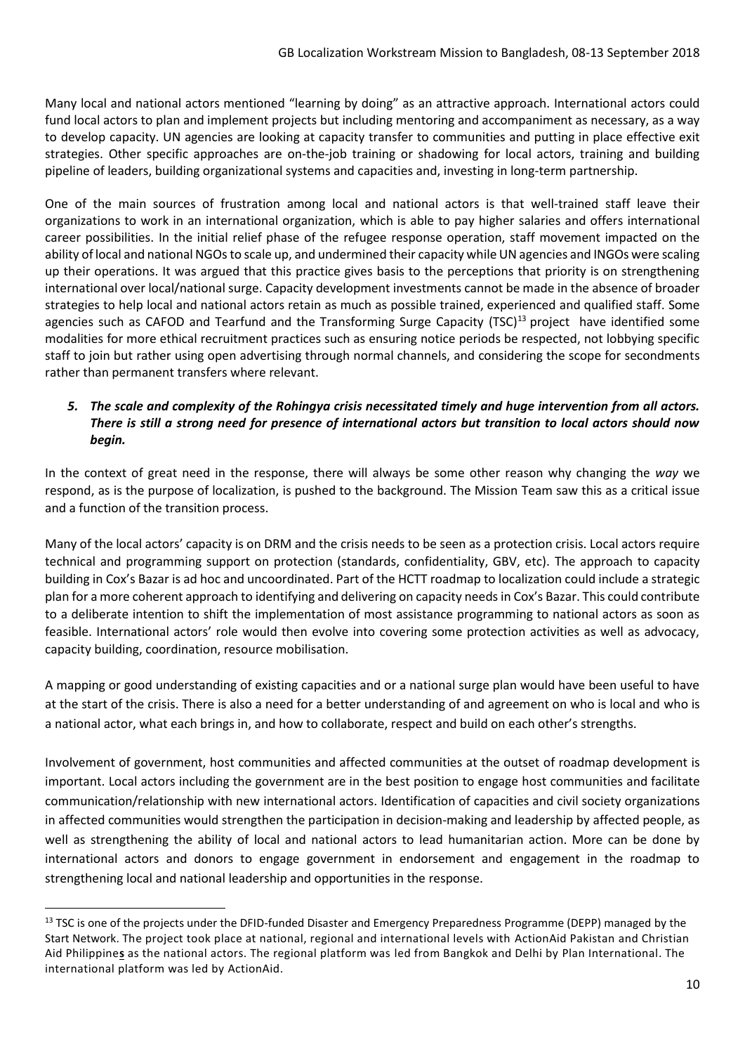Many local and national actors mentioned "learning by doing" as an attractive approach. International actors could fund local actors to plan and implement projects but including mentoring and accompaniment as necessary, as a way to develop capacity. UN agencies are looking at capacity transfer to communities and putting in place effective exit strategies. Other specific approaches are on-the-job training or shadowing for local actors, training and building pipeline of leaders, building organizational systems and capacities and, investing in long-term partnership.

One of the main sources of frustration among local and national actors is that well-trained staff leave their organizations to work in an international organization, which is able to pay higher salaries and offers international career possibilities. In the initial relief phase of the refugee response operation, staff movement impacted on the ability of local and national NGOs to scale up, and undermined their capacity while UN agencies and INGOs were scaling up their operations. It was argued that this practice gives basis to the perceptions that priority is on strengthening international over local/national surge. Capacity development investments cannot be made in the absence of broader strategies to help local and national actors retain as much as possible trained, experienced and qualified staff. Some agencies such as CAFOD and Tearfund and the Transforming Surge Capacity (TSC)[13] project have identified some modalities for more ethical recruitment practices such as ensuring notice periods be respected, not lobbying specific staff to join but rather using open advertising through normal channels, and considering the scope for secondments rather than permanent transfers where relevant.

5. ***The scale and complexity of the Rohingya crisis necessitated timely and huge intervention from all actors. There is still a strong need for presence of international actors but transition to local actors should now begin.***

In the context of great need in the response, there will always be some other reason why changing the *way* we respond, as is the purpose of localization, is pushed to the background. The Mission Team saw this as a critical issue and a function of the transition process.

Many of the local actors' capacity is on DRM and the crisis needs to be seen as a protection crisis. Local actors require technical and programming support on protection (standards, confidentiality, GBV, etc). The approach to capacity building in Cox's Bazar is ad hoc and uncoordinated. Part of the HCTT roadmap to localization could include a strategic plan for a more coherent approach to identifying and delivering on capacity needs in Cox's Bazar. This could contribute to a deliberate intention to shift the implementation of most assistance programming to national actors as soon as feasible. International actors' role would then evolve into covering some protection activities as well as advocacy, capacity building, coordination, resource mobilisation.

A mapping or good understanding of existing capacities and or a national surge plan would have been useful to have at the start of the crisis. There is also a need for a better understanding of and agreement on who is local and who is a national actor, what each brings in, and how to collaborate, respect and build on each other's strengths.

Involvement of government, host communities and affected communities at the outset of roadmap development is important. Local actors including the government are in the best position to engage host communities and facilitate communication/relationship with new international actors. Identification of capacities and civil society organizations in affected communities would strengthen the participation in decision-making and leadership by affected people, as well as strengthening the ability of local and national actors to lead humanitarian action. More can be done by international actors and donors to engage government in endorsement and engagement in the roadmap to strengthening local and national leadership and opportunities in the response.

---

[13] TSC is one of the projects under the DFID-funded Disaster and Emergency Preparedness Programme (DEPP) managed by the Start Network. The project took place at national, regional and international levels with ActionAid Pakistan and Christian Aid Philippine**s** as the national actors. The regional platform was led from Bangkok and Delhi by Plan International. The international platform was led by ActionAid.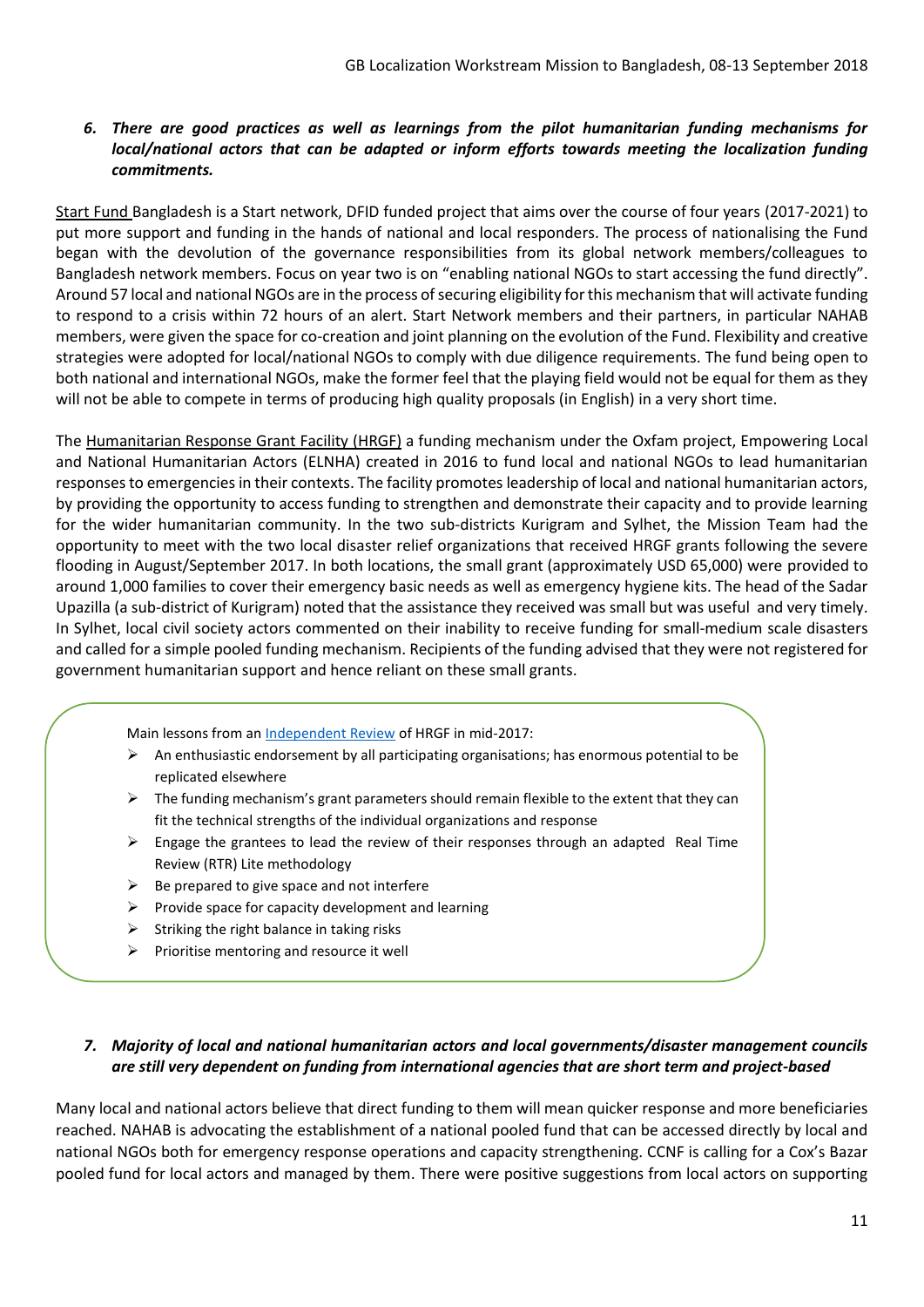***6. There are good practices as well as learnings from the pilot humanitarian funding mechanisms for local/national actors that can be adapted or inform efforts towards meeting the localization funding commitments.***

Start Fund Bangladesh is a Start network, DFID funded project that aims over the course of four years (2017-2021) to put more support and funding in the hands of national and local responders. The process of nationalising the Fund began with the devolution of the governance responsibilities from its global network members/colleagues to Bangladesh network members. Focus on year two is on "enabling national NGOs to start accessing the fund directly". Around 57 local and national NGOs are in the process of securing eligibility for this mechanism that will activate funding to respond to a crisis within 72 hours of an alert. Start Network members and their partners, in particular NAHAB members, were given the space for co-creation and joint planning on the evolution of the Fund. Flexibility and creative strategies were adopted for local/national NGOs to comply with due diligence requirements. The fund being open to both national and international NGOs, make the former feel that the playing field would not be equal for them as they will not be able to compete in terms of producing high quality proposals (in English) in a very short time.

The Humanitarian Response Grant Facility (HRGF) a funding mechanism under the Oxfam project, Empowering Local and National Humanitarian Actors (ELNHA) created in 2016 to fund local and national NGOs to lead humanitarian responses to emergencies in their contexts. The facility promotes leadership of local and national humanitarian actors, by providing the opportunity to access funding to strengthen and demonstrate their capacity and to provide learning for the wider humanitarian community. In the two sub-districts Kurigram and Sylhet, the Mission Team had the opportunity to meet with the two local disaster relief organizations that received HRGF grants following the severe flooding in August/September 2017. In both locations, the small grant (approximately USD 65,000) were provided to around 1,000 families to cover their emergency basic needs as well as emergency hygiene kits. The head of the Sadar Upazilla (a sub-district of Kurigram) noted that the assistance they received was small but was useful and very timely. In Sylhet, local civil society actors commented on their inability to receive funding for small-medium scale disasters and called for a simple pooled funding mechanism. Recipients of the funding advised that they were not registered for government humanitarian support and hence reliant on these small grants.

Main lessons from an Independent Review of HRGF in mid-2017:

- An enthusiastic endorsement by all participating organisations; has enormous potential to be replicated elsewhere
- The funding mechanism's grant parameters should remain flexible to the extent that they can fit the technical strengths of the individual organizations and response
- Engage the grantees to lead the review of their responses through an adapted Real Time Review (RTR) Lite methodology
- Be prepared to give space and not interfere
- Provide space for capacity development and learning
- Striking the right balance in taking risks
- Prioritise mentoring and resource it well

***7. Majority of local and national humanitarian actors and local governments/disaster management councils are still very dependent on funding from international agencies that are short term and project-based***

Many local and national actors believe that direct funding to them will mean quicker response and more beneficiaries reached. NAHAB is advocating the establishment of a national pooled fund that can be accessed directly by local and national NGOs both for emergency response operations and capacity strengthening. CCNF is calling for a Cox's Bazar pooled fund for local actors and managed by them. There were positive suggestions from local actors on supporting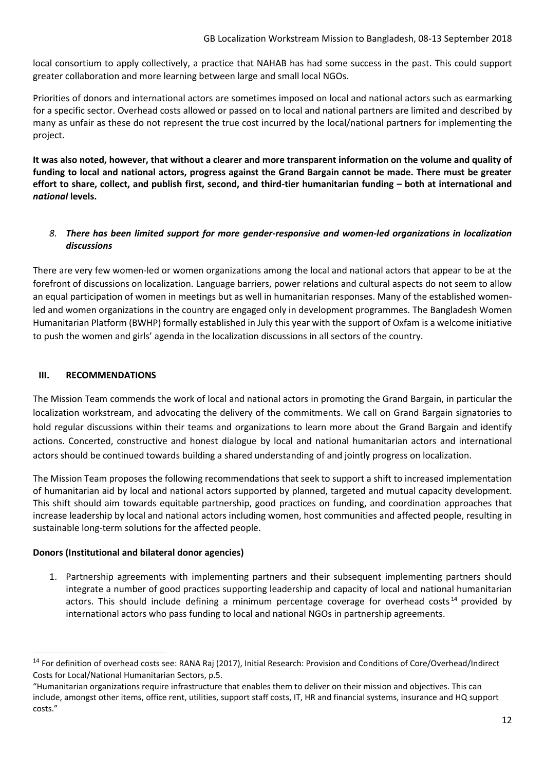local consortium to apply collectively, a practice that NAHAB has had some success in the past. This could support greater collaboration and more learning between large and small local NGOs.

Priorities of donors and international actors are sometimes imposed on local and national actors such as earmarking for a specific sector. Overhead costs allowed or passed on to local and national partners are limited and described by many as unfair as these do not represent the true cost incurred by the local/national partners for implementing the project.

**It was also noted, however, that without a clearer and more transparent information on the volume and quality of funding to local and national actors, progress against the Grand Bargain cannot be made. There must be greater effort to share, collect, and publish first, second, and third-tier humanitarian funding – both at international and *national* levels.**

### 8. *There has been limited support for more gender-responsive and women-led organizations in localization discussions*

There are very few women-led or women organizations among the local and national actors that appear to be at the forefront of discussions on localization. Language barriers, power relations and cultural aspects do not seem to allow an equal participation of women in meetings but as well in humanitarian responses. Many of the established women-led and women organizations in the country are engaged only in development programmes. The Bangladesh Women Humanitarian Platform (BWHP) formally established in July this year with the support of Oxfam is a welcome initiative to push the women and girls' agenda in the localization discussions in all sectors of the country.

## III. RECOMMENDATIONS

The Mission Team commends the work of local and national actors in promoting the Grand Bargain, in particular the localization workstream, and advocating the delivery of the commitments. We call on Grand Bargain signatories to hold regular discussions within their teams and organizations to learn more about the Grand Bargain and identify actions. Concerted, constructive and honest dialogue by local and national humanitarian actors and international actors should be continued towards building a shared understanding of and jointly progress on localization.

The Mission Team proposes the following recommendations that seek to support a shift to increased implementation of humanitarian aid by local and national actors supported by planned, targeted and mutual capacity development. This shift should aim towards equitable partnership, good practices on funding, and coordination approaches that increase leadership by local and national actors including women, host communities and affected people, resulting in sustainable long-term solutions for the affected people.

**Donors (Institutional and bilateral donor agencies)**

1. Partnership agreements with implementing partners and their subsequent implementing partners should integrate a number of good practices supporting leadership and capacity of local and national humanitarian actors. This should include defining a minimum percentage coverage for overhead costs[14] provided by international actors who pass funding to local and national NGOs in partnership agreements.

[14] For definition of overhead costs see: RANA Raj (2017), Initial Research: Provision and Conditions of Core/Overhead/Indirect Costs for Local/National Humanitarian Sectors, p.5.
"Humanitarian organizations require infrastructure that enables them to deliver on their mission and objectives. This can include, amongst other items, office rent, utilities, support staff costs, IT, HR and financial systems, insurance and HQ support costs."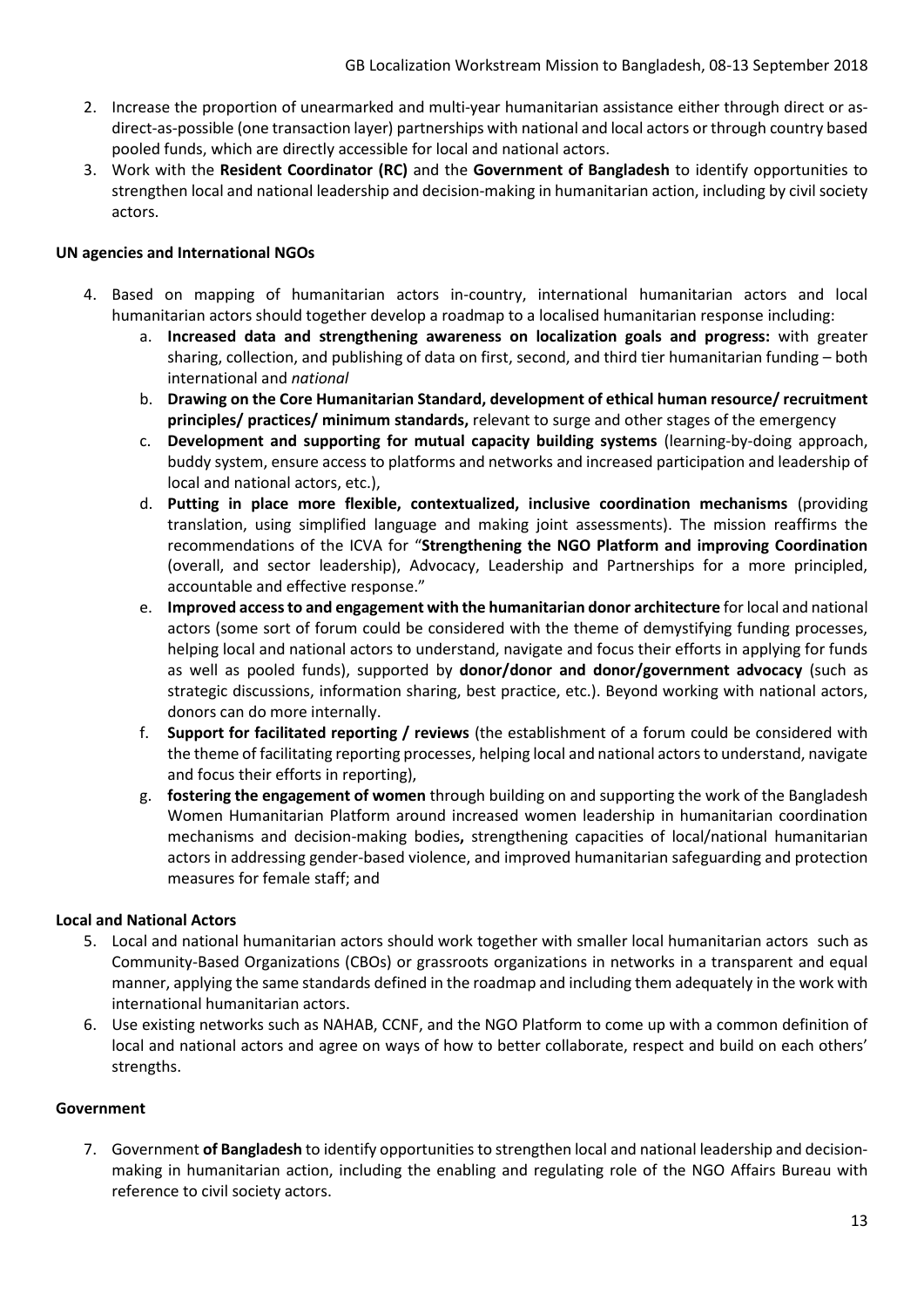2. Increase the proportion of unearmarked and multi-year humanitarian assistance either through direct or as-direct-as-possible (one transaction layer) partnerships with national and local actors or through country based pooled funds, which are directly accessible for local and national actors.
3. Work with the **Resident Coordinator (RC)** and the **Government of Bangladesh** to identify opportunities to strengthen local and national leadership and decision-making in humanitarian action, including by civil society actors.

**UN agencies and International NGOs**

4. Based on mapping of humanitarian actors in-country, international humanitarian actors and local humanitarian actors should together develop a roadmap to a localised humanitarian response including:
   a. **Increased data and strengthening awareness on localization goals and progress:** with greater sharing, collection, and publishing of data on first, second, and third tier humanitarian funding – both international and *national*
   b. **Drawing on the Core Humanitarian Standard, development of ethical human resource/ recruitment principles/ practices/ minimum standards,** relevant to surge and other stages of the emergency
   c. **Development and supporting for mutual capacity building systems** (learning-by-doing approach, buddy system, ensure access to platforms and networks and increased participation and leadership of local and national actors, etc.),
   d. **Putting in place more flexible, contextualized, inclusive coordination mechanisms** (providing translation, using simplified language and making joint assessments). The mission reaffirms the recommendations of the ICVA for "**Strengthening the NGO Platform and improving Coordination** (overall, and sector leadership), Advocacy, Leadership and Partnerships for a more principled, accountable and effective response."
   e. **Improved access to and engagement with the humanitarian donor architecture** for local and national actors (some sort of forum could be considered with the theme of demystifying funding processes, helping local and national actors to understand, navigate and focus their efforts in applying for funds as well as pooled funds), supported by **donor/donor and donor/government advocacy** (such as strategic discussions, information sharing, best practice, etc.). Beyond working with national actors, donors can do more internally.
   f. **Support for facilitated reporting / reviews** (the establishment of a forum could be considered with the theme of facilitating reporting processes, helping local and national actors to understand, navigate and focus their efforts in reporting),
   g. **fostering the engagement of women** through building on and supporting the work of the Bangladesh Women Humanitarian Platform around increased women leadership in humanitarian coordination mechanisms and decision-making bodies**,** strengthening capacities of local/national humanitarian actors in addressing gender-based violence, and improved humanitarian safeguarding and protection measures for female staff; and

**Local and National Actors**

5. Local and national humanitarian actors should work together with smaller local humanitarian actors such as Community-Based Organizations (CBOs) or grassroots organizations in networks in a transparent and equal manner, applying the same standards defined in the roadmap and including them adequately in the work with international humanitarian actors.
6. Use existing networks such as NAHAB, CCNF, and the NGO Platform to come up with a common definition of local and national actors and agree on ways of how to better collaborate, respect and build on each others' strengths.

**Government**

7. Government **of Bangladesh** to identify opportunities to strengthen local and national leadership and decision-making in humanitarian action, including the enabling and regulating role of the NGO Affairs Bureau with reference to civil society actors.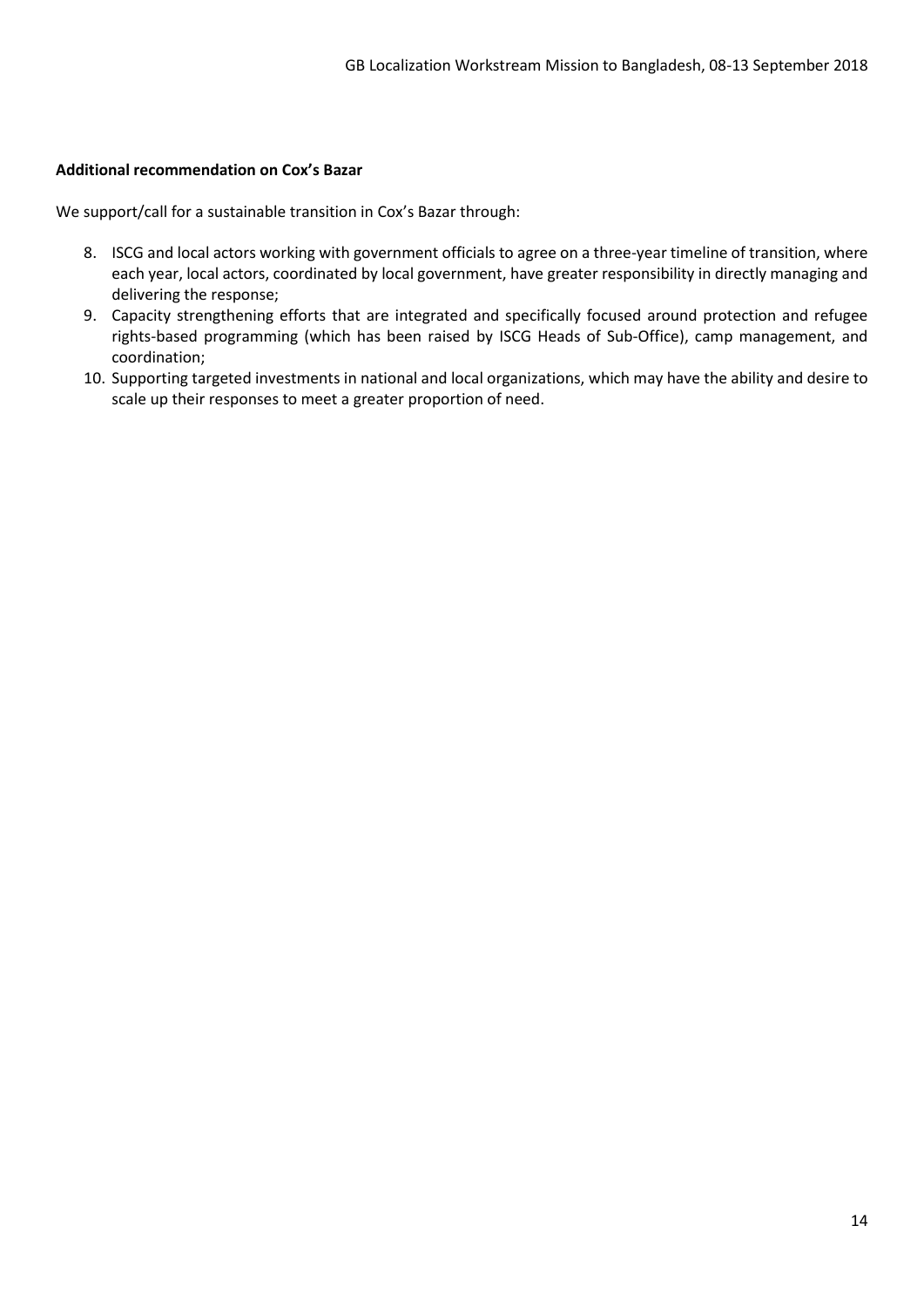**Additional recommendation on Cox's Bazar**

We support/call for a sustainable transition in Cox's Bazar through:

8. ISCG and local actors working with government officials to agree on a three-year timeline of transition, where each year, local actors, coordinated by local government, have greater responsibility in directly managing and delivering the response;
9. Capacity strengthening efforts that are integrated and specifically focused around protection and refugee rights-based programming (which has been raised by ISCG Heads of Sub-Office), camp management, and coordination;
10. Supporting targeted investments in national and local organizations, which may have the ability and desire to scale up their responses to meet a greater proportion of need.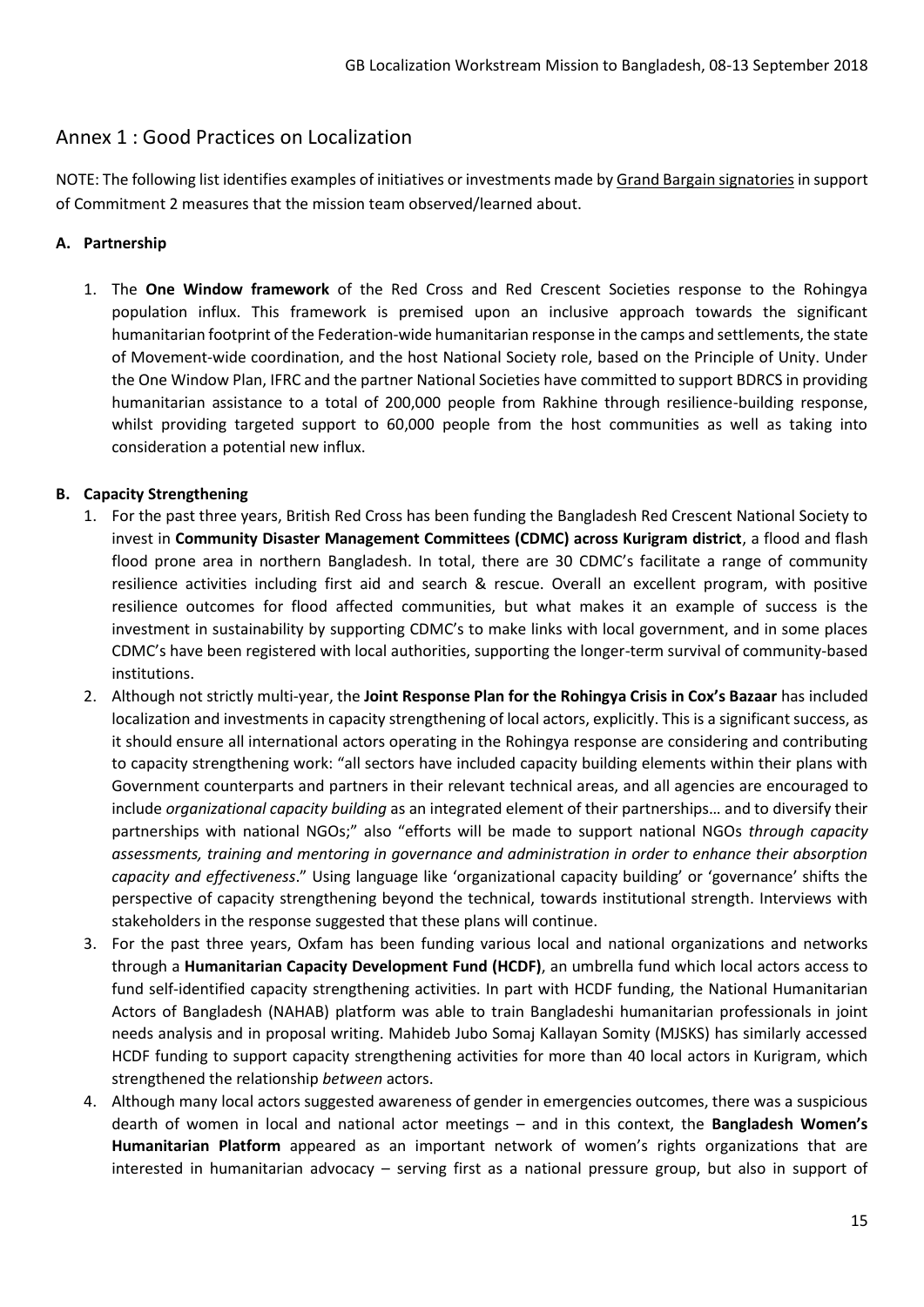## Annex 1 : Good Practices on Localization

NOTE: The following list identifies examples of initiatives or investments made by Grand Bargain signatories in support of Commitment 2 measures that the mission team observed/learned about.

### A. Partnership

1. The **One Window framework** of the Red Cross and Red Crescent Societies response to the Rohingya population influx. This framework is premised upon an inclusive approach towards the significant humanitarian footprint of the Federation-wide humanitarian response in the camps and settlements, the state of Movement-wide coordination, and the host National Society role, based on the Principle of Unity. Under the One Window Plan, IFRC and the partner National Societies have committed to support BDRCS in providing humanitarian assistance to a total of 200,000 people from Rakhine through resilience-building response, whilst providing targeted support to 60,000 people from the host communities as well as taking into consideration a potential new influx.

### B. Capacity Strengthening

1. For the past three years, British Red Cross has been funding the Bangladesh Red Crescent National Society to invest in **Community Disaster Management Committees (CDMC) across Kurigram district**, a flood and flash flood prone area in northern Bangladesh. In total, there are 30 CDMC's facilitate a range of community resilience activities including first aid and search & rescue. Overall an excellent program, with positive resilience outcomes for flood affected communities, but what makes it an example of success is the investment in sustainability by supporting CDMC's to make links with local government, and in some places CDMC's have been registered with local authorities, supporting the longer-term survival of community-based institutions.
2. Although not strictly multi-year, the **Joint Response Plan for the Rohingya Crisis in Cox's Bazaar** has included localization and investments in capacity strengthening of local actors, explicitly. This is a significant success, as it should ensure all international actors operating in the Rohingya response are considering and contributing to capacity strengthening work: "all sectors have included capacity building elements within their plans with Government counterparts and partners in their relevant technical areas, and all agencies are encouraged to include *organizational capacity building* as an integrated element of their partnerships… and to diversify their partnerships with national NGOs;" also "efforts will be made to support national NGOs *through capacity assessments, training and mentoring in governance and administration in order to enhance their absorption capacity and effectiveness*." Using language like 'organizational capacity building' or 'governance' shifts the perspective of capacity strengthening beyond the technical, towards institutional strength. Interviews with stakeholders in the response suggested that these plans will continue.
3. For the past three years, Oxfam has been funding various local and national organizations and networks through a **Humanitarian Capacity Development Fund (HCDF)**, an umbrella fund which local actors access to fund self-identified capacity strengthening activities. In part with HCDF funding, the National Humanitarian Actors of Bangladesh (NAHAB) platform was able to train Bangladeshi humanitarian professionals in joint needs analysis and in proposal writing. Mahideb Jubo Somaj Kallayan Somity (MJSKS) has similarly accessed HCDF funding to support capacity strengthening activities for more than 40 local actors in Kurigram, which strengthened the relationship *between* actors.
4. Although many local actors suggested awareness of gender in emergencies outcomes, there was a suspicious dearth of women in local and national actor meetings – and in this context, the **Bangladesh Women's Humanitarian Platform** appeared as an important network of women's rights organizations that are interested in humanitarian advocacy – serving first as a national pressure group, but also in support of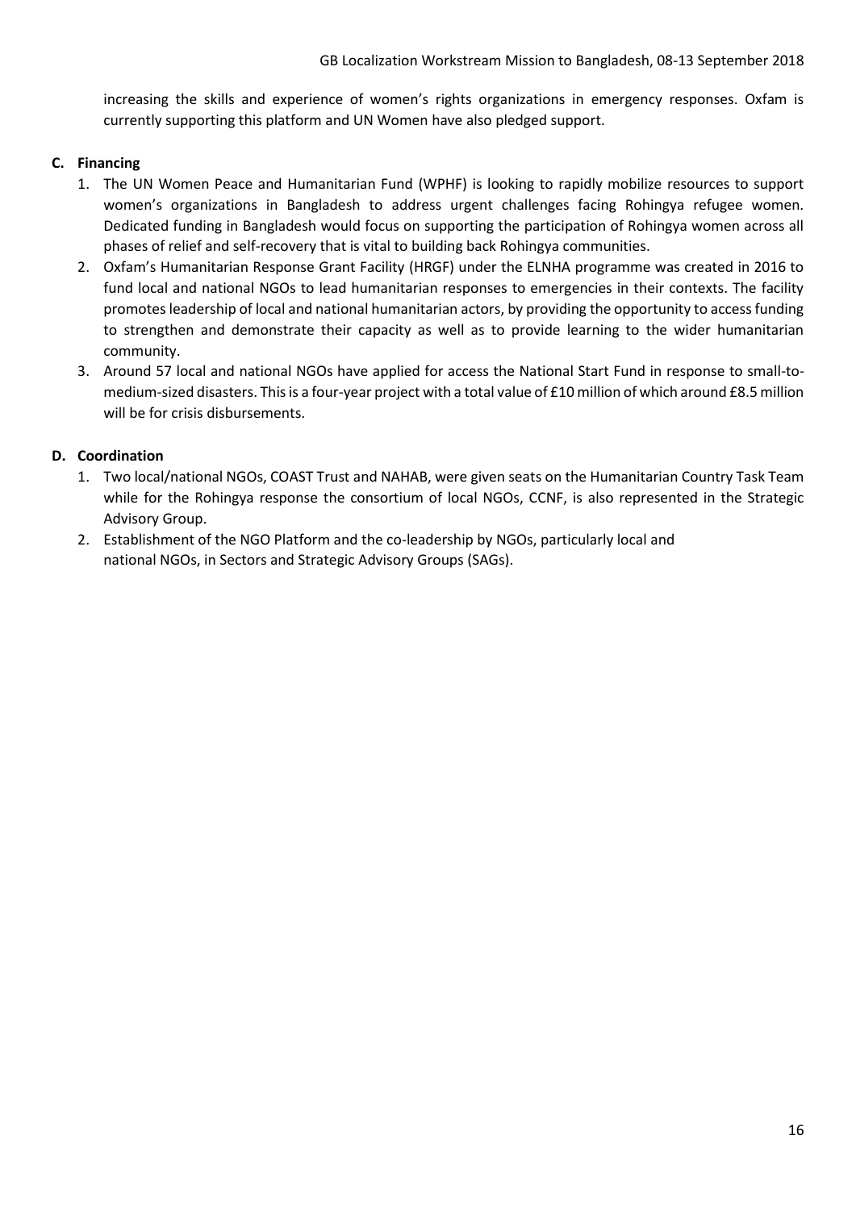increasing the skills and experience of women's rights organizations in emergency responses. Oxfam is currently supporting this platform and UN Women have also pledged support.

**C. Financing**

1. The UN Women Peace and Humanitarian Fund (WPHF) is looking to rapidly mobilize resources to support women's organizations in Bangladesh to address urgent challenges facing Rohingya refugee women. Dedicated funding in Bangladesh would focus on supporting the participation of Rohingya women across all phases of relief and self-recovery that is vital to building back Rohingya communities.
2. Oxfam's Humanitarian Response Grant Facility (HRGF) under the ELNHA programme was created in 2016 to fund local and national NGOs to lead humanitarian responses to emergencies in their contexts. The facility promotes leadership of local and national humanitarian actors, by providing the opportunity to access funding to strengthen and demonstrate their capacity as well as to provide learning to the wider humanitarian community.
3. Around 57 local and national NGOs have applied for access the National Start Fund in response to small-to-medium-sized disasters. This is a four-year project with a total value of £10 million of which around £8.5 million will be for crisis disbursements.

**D. Coordination**

1. Two local/national NGOs, COAST Trust and NAHAB, were given seats on the Humanitarian Country Task Team while for the Rohingya response the consortium of local NGOs, CCNF, is also represented in the Strategic Advisory Group.
2. Establishment of the NGO Platform and the co-leadership by NGOs, particularly local and national NGOs, in Sectors and Strategic Advisory Groups (SAGs).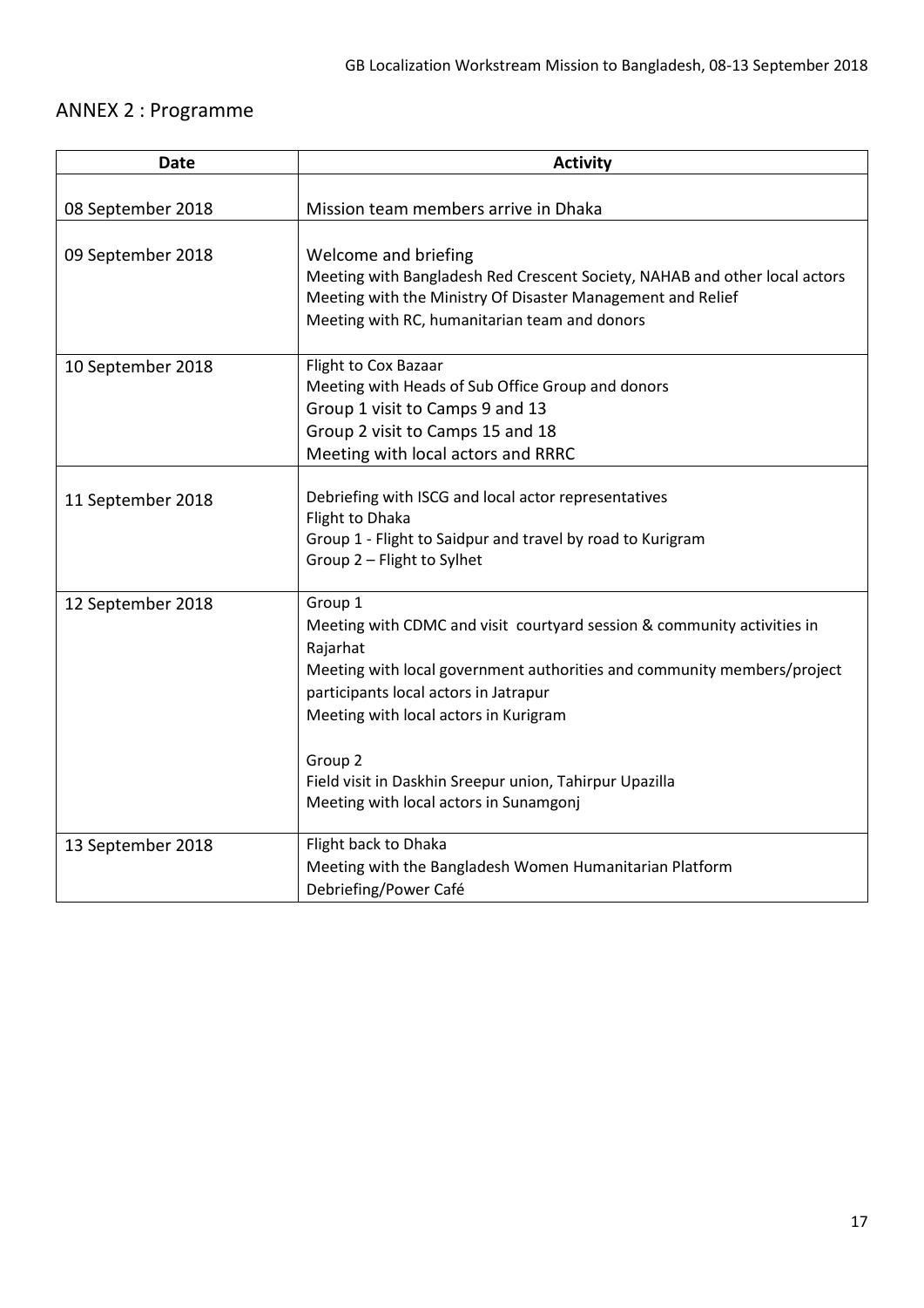## ANNEX 2 : Programme

| Date | Activity |
|---|---|
| 08 September 2018 | Mission team members arrive in Dhaka |
| 09 September 2018 | Welcome and briefing<br>Meeting with Bangladesh Red Crescent Society, NAHAB and other local actors<br>Meeting with the Ministry Of Disaster Management and Relief<br>Meeting with RC, humanitarian team and donors |
| 10 September 2018 | Flight to Cox Bazaar<br>Meeting with Heads of Sub Office Group and donors<br>Group 1 visit to Camps 9 and 13<br>Group 2 visit to Camps 15 and 18<br>Meeting with local actors and RRRC |
| 11 September 2018 | Debriefing with ISCG and local actor representatives<br>Flight to Dhaka<br>Group 1 - Flight to Saidpur and travel by road to Kurigram<br>Group 2 – Flight to Sylhet |
| 12 September 2018 | Group 1<br>Meeting with CDMC and visit courtyard session & community activities in Rajarhat<br>Meeting with local government authorities and community members/project participants local actors in Jatrapur<br>Meeting with local actors in Kurigram<br><br>Group 2<br>Field visit in Daskhin Sreepur union, Tahirpur Upazilla<br>Meeting with local actors in Sunamgonj |
| 13 September 2018 | Flight back to Dhaka<br>Meeting with the Bangladesh Women Humanitarian Platform<br>Debriefing/Power Café |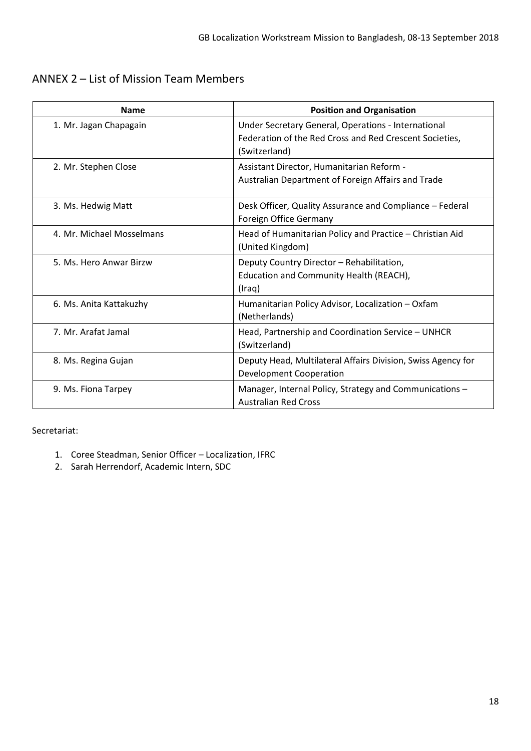## ANNEX 2 – List of Mission Team Members

| Name | Position and Organisation |
|---|---|
| 1. Mr. Jagan Chapagain | Under Secretary General, Operations - International Federation of the Red Cross and Red Crescent Societies, (Switzerland) |
| 2. Mr. Stephen Close | Assistant Director, Humanitarian Reform - Australian Department of Foreign Affairs and Trade |
| 3. Ms. Hedwig Matt | Desk Officer, Quality Assurance and Compliance – Federal Foreign Office Germany |
| 4. Mr. Michael Mosselmans | Head of Humanitarian Policy and Practice – Christian Aid (United Kingdom) |
| 5. Ms. Hero Anwar Birzw | Deputy Country Director – Rehabilitation, Education and Community Health (REACH), (Iraq) |
| 6. Ms. Anita Kattakuzhy | Humanitarian Policy Advisor, Localization – Oxfam (Netherlands) |
| 7. Mr. Arafat Jamal | Head, Partnership and Coordination Service – UNHCR (Switzerland) |
| 8. Ms. Regina Gujan | Deputy Head, Multilateral Affairs Division, Swiss Agency for Development Cooperation |
| 9. Ms. Fiona Tarpey | Manager, Internal Policy, Strategy and Communications – Australian Red Cross |

Secretariat:

1. Coree Steadman, Senior Officer – Localization, IFRC
2. Sarah Herrendorf, Academic Intern, SDC